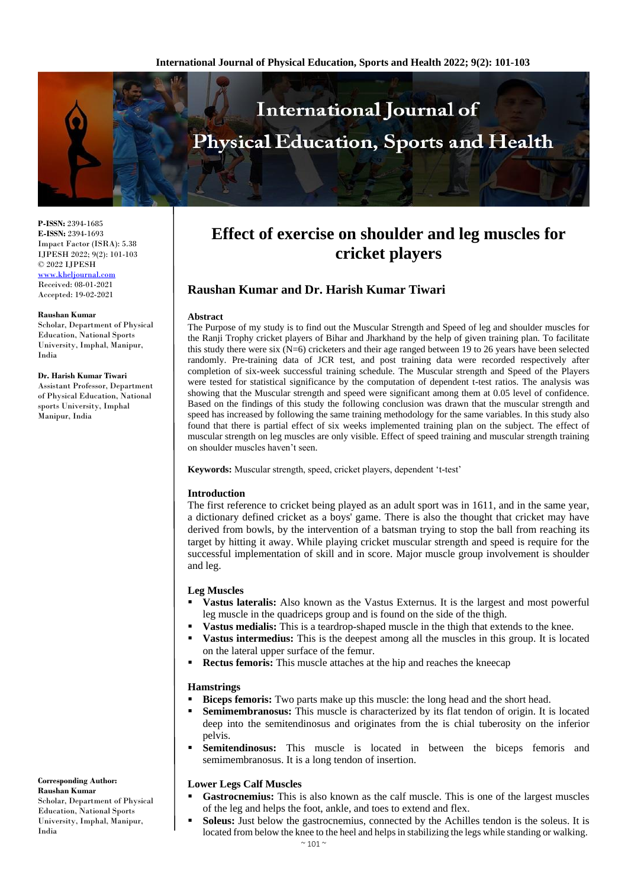# Effect of exercise on shoulder and leg muscles for cricket players

## Raushan Kumar and Dr. Harish Kumar Tiwari

P-ISSN: 2394-1685
E-ISSN: 2394-1693
Impact Factor (ISRA): 5.38
IJPESH 2022; 9(2): 101-103
© 2022 IJPESH
www.kheljournal.com
Received: 08-01-2021
Accepted: 19-02-2021

**Raushan Kumar**
Scholar, Department of Physical Education, National Sports University, Imphal, Manipur, India

**Dr. Harish Kumar Tiwari**
Assistant Professor, Department of Physical Education, National sports University, Imphal Manipur, India

**Corresponding Author:**
**Raushan Kumar**
Scholar, Department of Physical Education, National Sports University, Imphal, Manipur, India

### Abstract

The Purpose of my study is to find out the Muscular Strength and Speed of leg and shoulder muscles for the Ranji Trophy cricket players of Bihar and Jharkhand by the help of given training plan. To facilitate this study there were six (N=6) cricketers and their age ranged between 19 to 26 years have been selected randomly. Pre-training data of JCR test, and post training data were recorded respectively after completion of six-week successful training schedule. The Muscular strength and Speed of the Players were tested for statistical significance by the computation of dependent t-test ratios. The analysis was showing that the Muscular strength and speed were significant among them at 0.05 level of confidence. Based on the findings of this study the following conclusion was drawn that the muscular strength and speed has increased by following the same training methodology for the same variables. In this study also found that there is partial effect of six weeks implemented training plan on the subject. The effect of muscular strength on leg muscles are only visible. Effect of speed training and muscular strength training on shoulder muscles haven't seen.

**Keywords:** Muscular strength, speed, cricket players, dependent 't-test'

### Introduction

The first reference to cricket being played as an adult sport was in 1611, and in the same year, a dictionary defined cricket as a boys' game. There is also the thought that cricket may have derived from bowls, by the intervention of a batsman trying to stop the ball from reaching its target by hitting it away. While playing cricket muscular strength and speed is require for the successful implementation of skill and in score. Major muscle group involvement is shoulder and leg.

### Leg Muscles

- **Vastus lateralis:** Also known as the Vastus Externus. It is the largest and most powerful leg muscle in the quadriceps group and is found on the side of the thigh.
- **Vastus medialis:** This is a teardrop-shaped muscle in the thigh that extends to the knee.
- **Vastus intermedius:** This is the deepest among all the muscles in this group. It is located on the lateral upper surface of the femur.
- **Rectus femoris:** This muscle attaches at the hip and reaches the kneecap

### Hamstrings

- **Biceps femoris:** Two parts make up this muscle: the long head and the short head.
- **Semimembranosus:** This muscle is characterized by its flat tendon of origin. It is located deep into the semitendinosus and originates from the is chial tuberosity on the inferior pelvis.
- **Semitendinosus:** This muscle is located in between the biceps femoris and semimembranosus. It is a long tendon of insertion.

### Lower Legs Calf Muscles

- **Gastrocnemius:** This is also known as the calf muscle. This is one of the largest muscles of the leg and helps the foot, ankle, and toes to extend and flex.
- **Soleus:** Just below the gastrocnemius, connected by the Achilles tendon is the soleus. It is located from below the knee to the heel and helps in stabilizing the legs while standing or walking.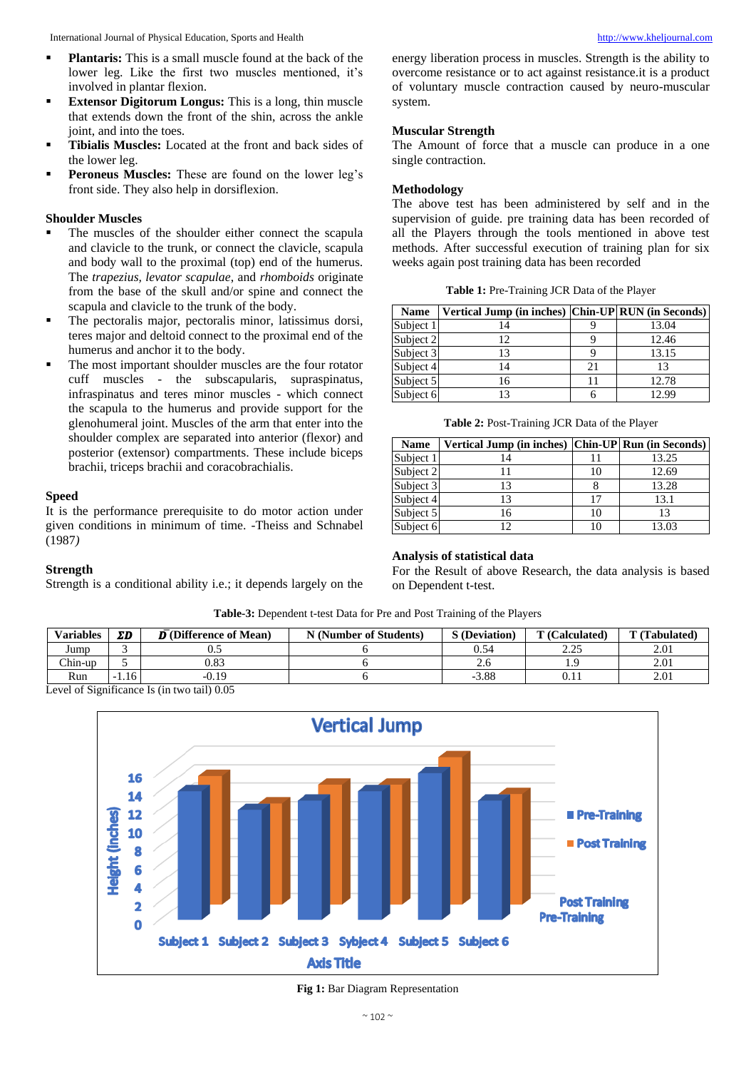- **Plantaris:** This is a small muscle found at the back of the lower leg. Like the first two muscles mentioned, it's involved in plantar flexion.
- **Extensor Digitorum Longus:** This is a long, thin muscle that extends down the front of the shin, across the ankle joint, and into the toes.
- **Tibialis Muscles:** Located at the front and back sides of the lower leg.
- **Peroneus Muscles:** These are found on the lower leg's front side. They also help in dorsiflexion.

### Shoulder Muscles

- The muscles of the shoulder either connect the scapula and clavicle to the trunk, or connect the clavicle, scapula and body wall to the proximal (top) end of the humerus. The *trapezius*, *levator scapulae*, and *rhomboids* originate from the base of the skull and/or spine and connect the scapula and clavicle to the trunk of the body.
- The pectoralis major, pectoralis minor, latissimus dorsi, teres major and deltoid connect to the proximal end of the humerus and anchor it to the body.
- The most important shoulder muscles are the four rotator cuff muscles - the subscapularis, supraspinatus, infraspinatus and teres minor muscles - which connect the scapula to the humerus and provide support for the glenohumeral joint. Muscles of the arm that enter into the shoulder complex are separated into anterior (flexor) and posterior (extensor) compartments. These include biceps brachii, triceps brachii and coracobrachialis.

### Speed

It is the performance prerequisite to do motor action under given conditions in minimum of time. -Theiss and Schnabel (1987*)*

### Strength

Strength is a conditional ability i.e.; it depends largely on the energy liberation process in muscles. Strength is the ability to overcome resistance or to act against resistance.it is a product of voluntary muscle contraction caused by neuro-muscular system.

### Muscular Strength

The Amount of force that a muscle can produce in a one single contraction.

### Methodology

The above test has been administered by self and in the supervision of guide. pre training data has been recorded of all the Players through the tools mentioned in above test methods. After successful execution of training plan for six weeks again post training data has been recorded

**Table 1:** Pre-Training JCR Data of the Player

| Name | Vertical Jump (in inches) | Chin-UP | RUN (in Seconds) |
|---|---|---|---|
| Subject 1 | 14 | 9 | 13.04 |
| Subject 2 | 12 | 9 | 12.46 |
| Subject 3 | 13 | 9 | 13.15 |
| Subject 4 | 14 | 21 | 13 |
| Subject 5 | 16 | 11 | 12.78 |
| Subject 6 | 13 | 6 | 12.99 |

**Table 2:** Post-Training JCR Data of the Player

| Name | Vertical Jump (in inches) | Chin-UP | Run (in Seconds) |
|---|---|---|---|
| Subject 1 | 14 | 11 | 13.25 |
| Subject 2 | 11 | 10 | 12.69 |
| Subject 3 | 13 | 8 | 13.28 |
| Subject 4 | 13 | 17 | 13.1 |
| Subject 5 | 16 | 10 | 13 |
| Subject 6 | 12 | 10 | 13.03 |

### Analysis of statistical data

For the Result of above Research, the data analysis is based on Dependent t-test.

**Table-3:** Dependent t-test Data for Pre and Post Training of the Players

| Variables | $\Sigma D$ | $\bar{D}$ (Difference of Mean) | N (Number of Students) | S (Deviation) | T (Calculated) | T (Tabulated) |
|---|---|---|---|---|---|---|
| Jump | 3 | 0.5 | 6 | 0.54 | 2.25 | 2.01 |
| Chin-up | 5 | 0.83 | 6 | 2.6 | 1.9 | 2.01 |
| Run | -1.16 | -0.19 | 6 | -3.88 | 0.11 | 2.01 |

Level of Significance Is (in two tail) 0.05

**Fig 1:** Bar Diagram Representation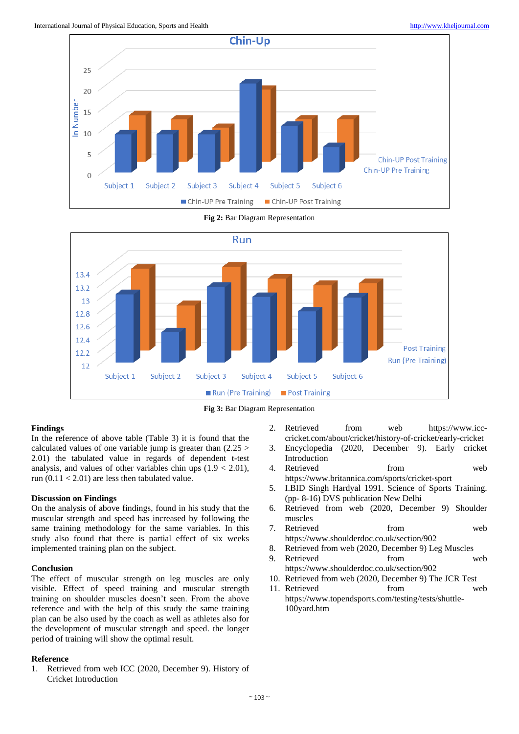Chin-Up

In Number

25
20
15
10
5
0

Subject 1 Subject 2 Subject 3 Subject 4 Subject 5 Subject 6

Chin-UP Post Training
Chin-UP Pre Training

Chin-UP Pre Training Chin-UP Post Training

**Fig 2:** Bar Diagram Representation

Run

13.4
13.2
13
12.8
12.6
12.4
12.2
12

Subject 1 Subject 2 Subject 3 Subject 4 Subject 5 Subject 6

Post Training
Run (Pre Training)

Run (Pre Training) Post Training

**Fig 3:** Bar Diagram Representation

## Findings

In the reference of above table (Table 3) it is found that the calculated values of one variable jump is greater than ($2.25 > 2.01$) the tabulated value in regards of dependent t-test analysis, and values of other variables chin ups ($1.9 < 2.01$), run ($0.11 < 2.01$) are less then tabulated value.

## Discussion on Findings

On the analysis of above findings, found in his study that the muscular strength and speed has increased by following the same training methodology for the same variables. In this study also found that there is partial effect of six weeks implemented training plan on the subject.

## Conclusion

The effect of muscular strength on leg muscles are only visible. Effect of speed training and muscular strength training on shoulder muscles doesn't seen. From the above reference and with the help of this study the same training plan can be also used by the coach as well as athletes also for the development of muscular strength and speed. the longer period of training will show the optimal result.

## Reference

1. Retrieved from web ICC (2020, December 9). History of Cricket Introduction
2. Retrieved from web https://www.icc-cricket.com/about/cricket/history-of-cricket/early-cricket
3. Encyclopedia (2020, December 9). Early cricket Introduction
4. Retrieved from web https://www.britannica.com/sports/cricket-sport
5. I.BID Singh Hardyal 1991. Science of Sports Training. (pp- 8-16) DVS publication New Delhi
6. Retrieved from web (2020, December 9) Shoulder muscles
7. Retrieved from web https://www.shoulderdoc.co.uk/section/902
8. Retrieved from web (2020, December 9) Leg Muscles
9. Retrieved from web https://www.shoulderdoc.co.uk/section/902
10. Retrieved from web (2020, December 9) The JCR Test
11. Retrieved from web https://www.topendsports.com/testing/tests/shuttle-100yard.htm